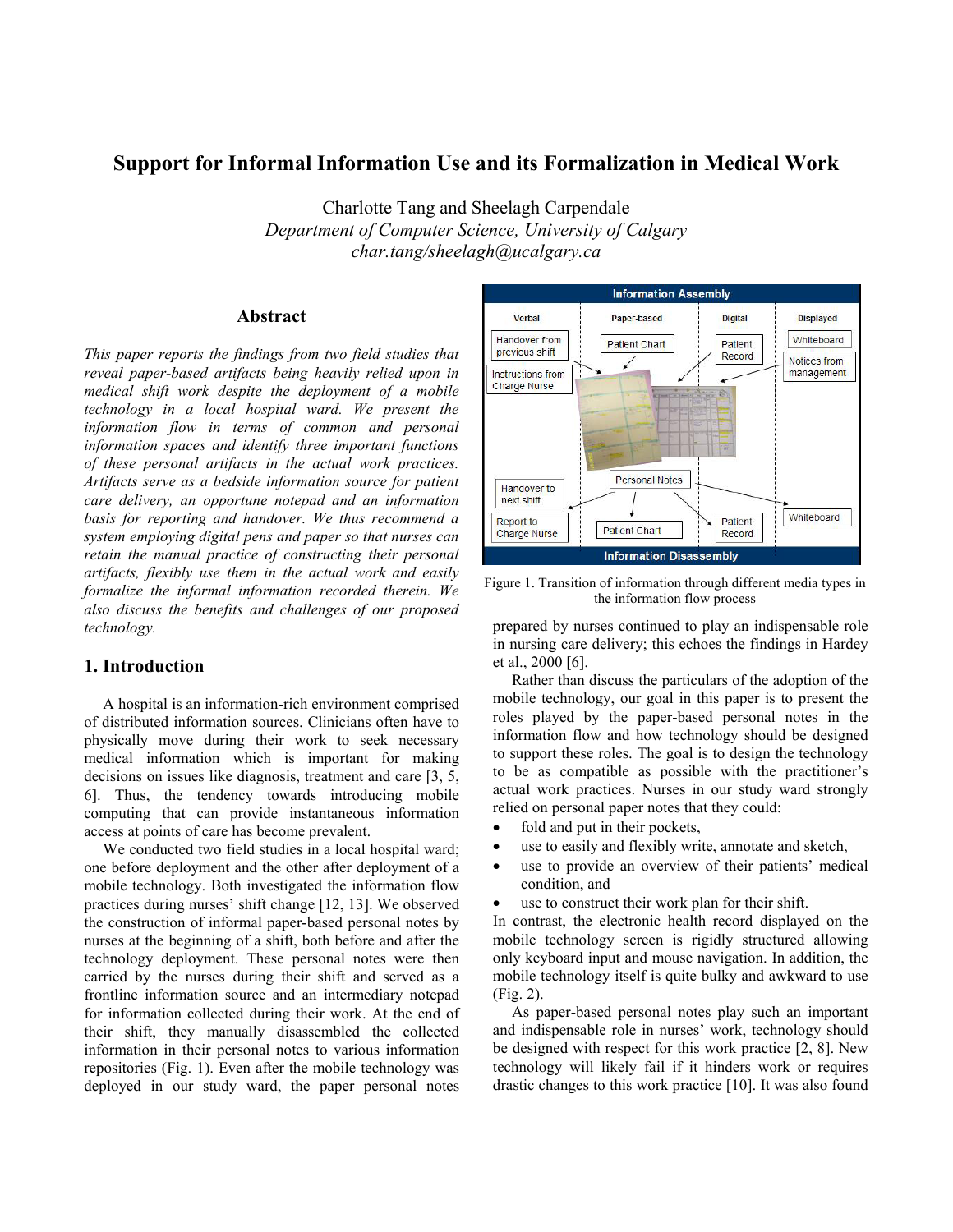# Support for Informal Information Use and its Formalization in Medical Work

Charlotte Tang and Sheelagh Carpendale
*Department of Computer Science, University of Calgary*
*char.tang/sheelagh@ucalgary.ca*

## Abstract

*This paper reports the findings from two field studies that reveal paper-based artifacts being heavily relied upon in medical shift work despite the deployment of a mobile technology in a local hospital ward. We present the information flow in terms of common and personal information spaces and identify three important functions of these personal artifacts in the actual work practices. Artifacts serve as a bedside information source for patient care delivery, an opportune notepad and an information basis for reporting and handover. We thus recommend a system employing digital pens and paper so that nurses can retain the manual practice of constructing their personal artifacts, flexibly use them in the actual work and easily formalize the informal information recorded therein. We also discuss the benefits and challenges of our proposed technology.*

## 1. Introduction

A hospital is an information-rich environment comprised of distributed information sources. Clinicians often have to physically move during their work to seek necessary medical information which is important for making decisions on issues like diagnosis, treatment and care [3, 5, 6]. Thus, the tendency towards introducing mobile computing that can provide instantaneous information access at points of care has become prevalent.

We conducted two field studies in a local hospital ward; one before deployment and the other after deployment of a mobile technology. Both investigated the information flow practices during nurses' shift change [12, 13]. We observed the construction of informal paper-based personal notes by nurses at the beginning of a shift, both before and after the technology deployment. These personal notes were then carried by the nurses during their shift and served as a frontline information source and an intermediary notepad for information collected during their work. At the end of their shift, they manually disassembled the collected information in their personal notes to various information repositories (Fig. 1). Even after the mobile technology was deployed in our study ward, the paper personal notes

Information Assembly

Verbal | Paper-based | Digital | Displayed

Handover from previous shift
Instructions from Charge Nurse
Patient Chart
Patient Record
Whiteboard
Notices from management

Personal Notes

Handover to next shift
Report to Charge Nurse
Patient Chart
Patient Record
Whiteboard

Information Disassembly

Figure 1. Transition of information through different media types in the information flow process

prepared by nurses continued to play an indispensable role in nursing care delivery; this echoes the findings in Hardey et al., 2000 [6].

Rather than discuss the particulars of the adoption of the mobile technology, our goal in this paper is to present the roles played by the paper-based personal notes in the information flow and how technology should be designed to support these roles. The goal is to design the technology to be as compatible as possible with the practitioner's actual work practices. Nurses in our study ward strongly relied on personal paper notes that they could:

- fold and put in their pockets,
- use to easily and flexibly write, annotate and sketch,
- use to provide an overview of their patients' medical condition, and
- use to construct their work plan for their shift.

In contrast, the electronic health record displayed on the mobile technology screen is rigidly structured allowing only keyboard input and mouse navigation. In addition, the mobile technology itself is quite bulky and awkward to use (Fig. 2).

As paper-based personal notes play such an important and indispensable role in nurses' work, technology should be designed with respect for this work practice [2, 8]. New technology will likely fail if it hinders work or requires drastic changes to this work practice [10]. It was also found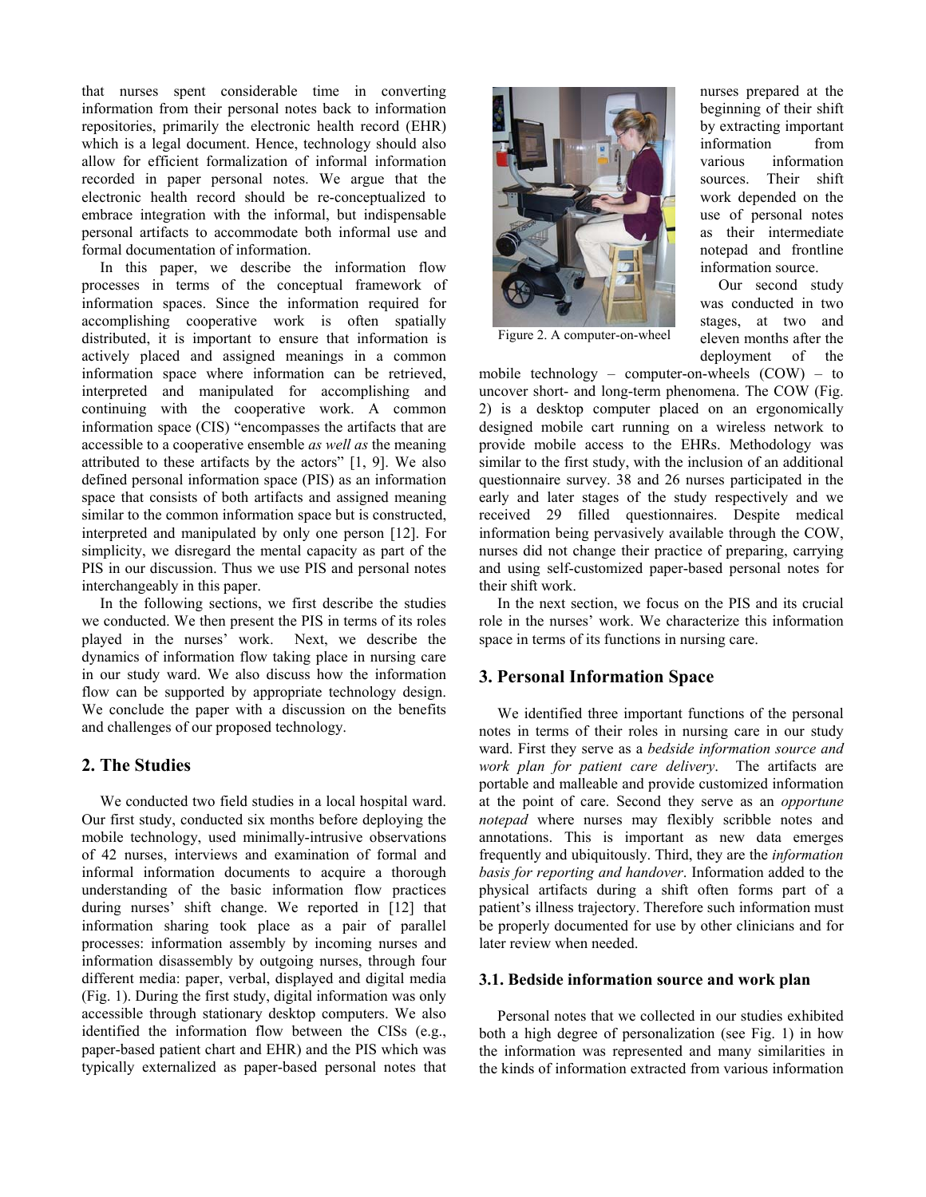that nurses spent considerable time in converting information from their personal notes back to information repositories, primarily the electronic health record (EHR) which is a legal document. Hence, technology should also allow for efficient formalization of informal information recorded in paper personal notes. We argue that the electronic health record should be re-conceptualized to embrace integration with the informal, but indispensable personal artifacts to accommodate both informal use and formal documentation of information.

In this paper, we describe the information flow processes in terms of the conceptual framework of information spaces. Since the information required for accomplishing cooperative work is often spatially distributed, it is important to ensure that information is actively placed and assigned meanings in a common information space where information can be retrieved, interpreted and manipulated for accomplishing and continuing with the cooperative work. A common information space (CIS) "encompasses the artifacts that are accessible to a cooperative ensemble *as well as* the meaning attributed to these artifacts by the actors" [1, 9]. We also defined personal information space (PIS) as an information space that consists of both artifacts and assigned meaning similar to the common information space but is constructed, interpreted and manipulated by only one person [12]. For simplicity, we disregard the mental capacity as part of the PIS in our discussion. Thus we use PIS and personal notes interchangeably in this paper.

In the following sections, we first describe the studies we conducted. We then present the PIS in terms of its roles played in the nurses' work. Next, we describe the dynamics of information flow taking place in nursing care in our study ward. We also discuss how the information flow can be supported by appropriate technology design. We conclude the paper with a discussion on the benefits and challenges of our proposed technology.

## 2. The Studies

We conducted two field studies in a local hospital ward. Our first study, conducted six months before deploying the mobile technology, used minimally-intrusive observations of 42 nurses, interviews and examination of formal and informal information documents to acquire a thorough understanding of the basic information flow practices during nurses' shift change. We reported in [12] that information sharing took place as a pair of parallel processes: information assembly by incoming nurses and information disassembly by outgoing nurses, through four different media: paper, verbal, displayed and digital media (Fig. 1). During the first study, digital information was only accessible through stationary desktop computers. We also identified the information flow between the CISs (e.g., paper-based patient chart and EHR) and the PIS which was typically externalized as paper-based personal notes that nurses prepared at the beginning of their shift by extracting important information from various information sources. Their shift work depended on the use of personal notes as their intermediate notepad and frontline information source.

Figure 2. A computer-on-wheel

Our second study was conducted in two stages, at two and eleven months after the deployment of the mobile technology – computer-on-wheels (COW) – to uncover short- and long-term phenomena. The COW (Fig. 2) is a desktop computer placed on an ergonomically designed mobile cart running on a wireless network to provide mobile access to the EHRs. Methodology was similar to the first study, with the inclusion of an additional questionnaire survey. 38 and 26 nurses participated in the early and later stages of the study respectively and we received 29 filled questionnaires. Despite medical information being pervasively available through the COW, nurses did not change their practice of preparing, carrying and using self-customized paper-based personal notes for their shift work.

In the next section, we focus on the PIS and its crucial role in the nurses' work. We characterize this information space in terms of its functions in nursing care.

## 3. Personal Information Space

We identified three important functions of the personal notes in terms of their roles in nursing care in our study ward. First they serve as a *bedside information source and work plan for patient care delivery*. The artifacts are portable and malleable and provide customized information at the point of care. Second they serve as an *opportune notepad* where nurses may flexibly scribble notes and annotations. This is important as new data emerges frequently and ubiquitously. Third, they are the *information basis for reporting and handover*. Information added to the physical artifacts during a shift often forms part of a patient's illness trajectory. Therefore such information must be properly documented for use by other clinicians and for later review when needed.

### 3.1. Bedside information source and work plan

Personal notes that we collected in our studies exhibited both a high degree of personalization (see Fig. 1) in how the information was represented and many similarities in the kinds of information extracted from various information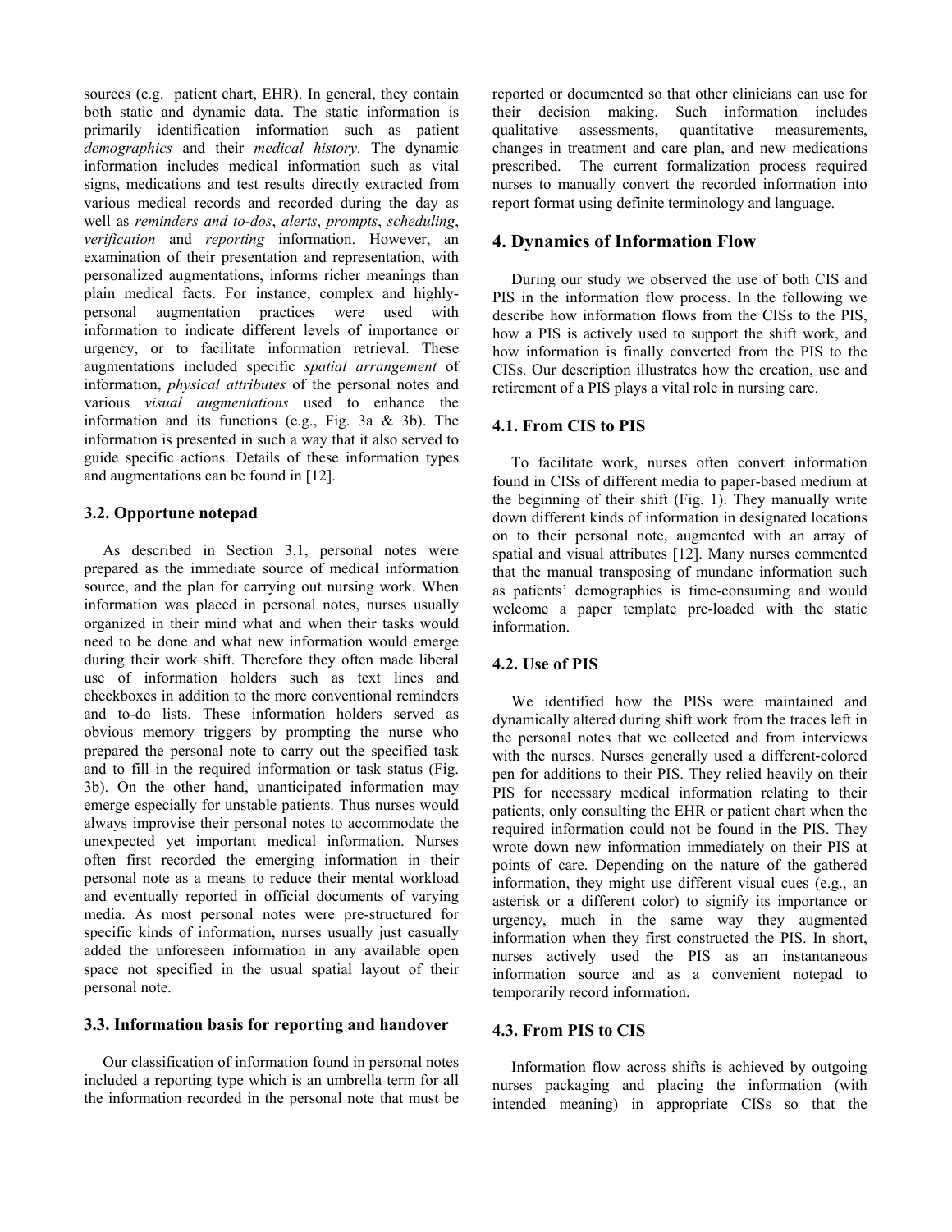sources (e.g. patient chart, EHR). In general, they contain both static and dynamic data. The static information is primarily identification information such as patient *demographics* and their *medical history*. The dynamic information includes medical information such as vital signs, medications and test results directly extracted from various medical records and recorded during the day as well as *reminders and to-dos*, *alerts*, *prompts*, *scheduling*, *verification* and *reporting* information. However, an examination of their presentation and representation, with personalized augmentations, informs richer meanings than plain medical facts. For instance, complex and highly-personal augmentation practices were used with information to indicate different levels of importance or urgency, or to facilitate information retrieval. These augmentations included specific *spatial arrangement* of information, *physical attributes* of the personal notes and various *visual augmentations* used to enhance the information and its functions (e.g., Fig. 3a & 3b). The information is presented in such a way that it also served to guide specific actions. Details of these information types and augmentations can be found in [12].

### 3.2. Opportune notepad

As described in Section 3.1, personal notes were prepared as the immediate source of medical information source, and the plan for carrying out nursing work. When information was placed in personal notes, nurses usually organized in their mind what and when their tasks would need to be done and what new information would emerge during their work shift. Therefore they often made liberal use of information holders such as text lines and checkboxes in addition to the more conventional reminders and to-do lists. These information holders served as obvious memory triggers by prompting the nurse who prepared the personal note to carry out the specified task and to fill in the required information or task status (Fig. 3b). On the other hand, unanticipated information may emerge especially for unstable patients. Thus nurses would always improvise their personal notes to accommodate the unexpected yet important medical information. Nurses often first recorded the emerging information in their personal note as a means to reduce their mental workload and eventually reported in official documents of varying media. As most personal notes were pre-structured for specific kinds of information, nurses usually just casually added the unforeseen information in any available open space not specified in the usual spatial layout of their personal note.

### 3.3. Information basis for reporting and handover

Our classification of information found in personal notes included a reporting type which is an umbrella term for all the information recorded in the personal note that must be reported or documented so that other clinicians can use for their decision making. Such information includes qualitative assessments, quantitative measurements, changes in treatment and care plan, and new medications prescribed. The current formalization process required nurses to manually convert the recorded information into report format using definite terminology and language.

## 4. Dynamics of Information Flow

During our study we observed the use of both CIS and PIS in the information flow process. In the following we describe how information flows from the CISs to the PIS, how a PIS is actively used to support the shift work, and how information is finally converted from the PIS to the CISs. Our description illustrates how the creation, use and retirement of a PIS plays a vital role in nursing care.

### 4.1. From CIS to PIS

To facilitate work, nurses often convert information found in CISs of different media to paper-based medium at the beginning of their shift (Fig. 1). They manually write down different kinds of information in designated locations on to their personal note, augmented with an array of spatial and visual attributes [12]. Many nurses commented that the manual transposing of mundane information such as patients' demographics is time-consuming and would welcome a paper template pre-loaded with the static information.

### 4.2. Use of PIS

We identified how the PISs were maintained and dynamically altered during shift work from the traces left in the personal notes that we collected and from interviews with the nurses. Nurses generally used a different-colored pen for additions to their PIS. They relied heavily on their PIS for necessary medical information relating to their patients, only consulting the EHR or patient chart when the required information could not be found in the PIS. They wrote down new information immediately on their PIS at points of care. Depending on the nature of the gathered information, they might use different visual cues (e.g., an asterisk or a different color) to signify its importance or urgency, much in the same way they augmented information when they first constructed the PIS. In short, nurses actively used the PIS as an instantaneous information source and as a convenient notepad to temporarily record information.

### 4.3. From PIS to CIS

Information flow across shifts is achieved by outgoing nurses packaging and placing the information (with intended meaning) in appropriate CISs so that the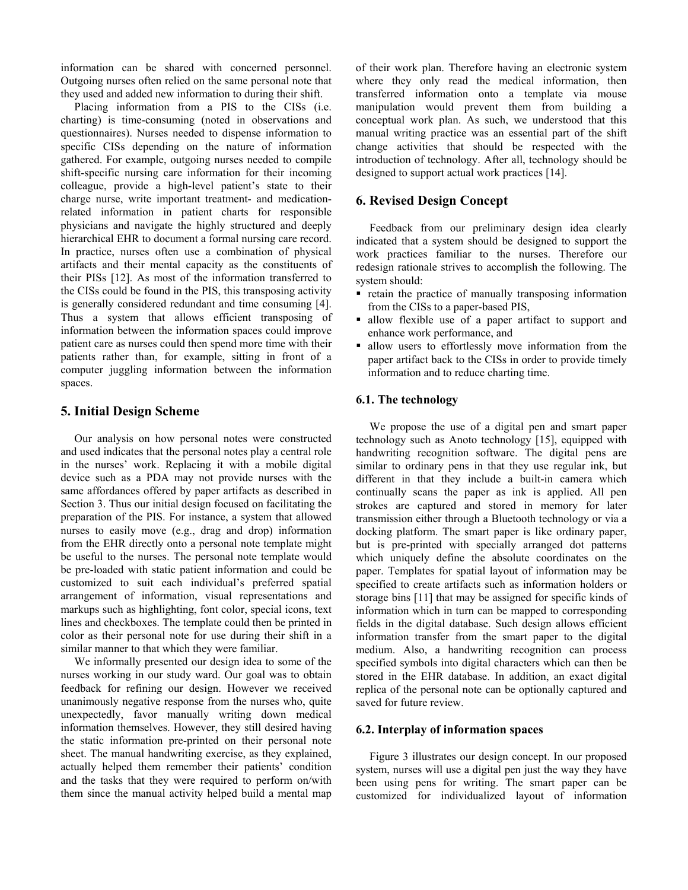information can be shared with concerned personnel. Outgoing nurses often relied on the same personal note that they used and added new information to during their shift.

Placing information from a PIS to the CISs (i.e. charting) is time-consuming (noted in observations and questionnaires). Nurses needed to dispense information to specific CISs depending on the nature of information gathered. For example, outgoing nurses needed to compile shift-specific nursing care information for their incoming colleague, provide a high-level patient's state to their charge nurse, write important treatment- and medication-related information in patient charts for responsible physicians and navigate the highly structured and deeply hierarchical EHR to document a formal nursing care record. In practice, nurses often use a combination of physical artifacts and their mental capacity as the constituents of their PISs [12]. As most of the information transferred to the CISs could be found in the PIS, this transposing activity is generally considered redundant and time consuming [4]. Thus a system that allows efficient transposing of information between the information spaces could improve patient care as nurses could then spend more time with their patients rather than, for example, sitting in front of a computer juggling information between the information spaces.

## 5. Initial Design Scheme

Our analysis on how personal notes were constructed and used indicates that the personal notes play a central role in the nurses' work. Replacing it with a mobile digital device such as a PDA may not provide nurses with the same affordances offered by paper artifacts as described in Section 3. Thus our initial design focused on facilitating the preparation of the PIS. For instance, a system that allowed nurses to easily move (e.g., drag and drop) information from the EHR directly onto a personal note template might be useful to the nurses. The personal note template would be pre-loaded with static patient information and could be customized to suit each individual's preferred spatial arrangement of information, visual representations and markups such as highlighting, font color, special icons, text lines and checkboxes. The template could then be printed in color as their personal note for use during their shift in a similar manner to that which they were familiar.

We informally presented our design idea to some of the nurses working in our study ward. Our goal was to obtain feedback for refining our design. However we received unanimously negative response from the nurses who, quite unexpectedly, favor manually writing down medical information themselves. However, they still desired having the static information pre-printed on their personal note sheet. The manual handwriting exercise, as they explained, actually helped them remember their patients' condition and the tasks that they were required to perform on/with them since the manual activity helped build a mental map of their work plan. Therefore having an electronic system where they only read the medical information, then transferred information onto a template via mouse manipulation would prevent them from building a conceptual work plan. As such, we understood that this manual writing practice was an essential part of the shift change activities that should be respected with the introduction of technology. After all, technology should be designed to support actual work practices [14].

## 6. Revised Design Concept

Feedback from our preliminary design idea clearly indicated that a system should be designed to support the work practices familiar to the nurses. Therefore our redesign rationale strives to accomplish the following. The system should:

- retain the practice of manually transposing information from the CISs to a paper-based PIS,
- allow flexible use of a paper artifact to support and enhance work performance, and
- allow users to effortlessly move information from the paper artifact back to the CISs in order to provide timely information and to reduce charting time.

### 6.1. The technology

We propose the use of a digital pen and smart paper technology such as Anoto technology [15], equipped with handwriting recognition software. The digital pens are similar to ordinary pens in that they use regular ink, but different in that they include a built-in camera which continually scans the paper as ink is applied. All pen strokes are captured and stored in memory for later transmission either through a Bluetooth technology or via a docking platform. The smart paper is like ordinary paper, but is pre-printed with specially arranged dot patterns which uniquely define the absolute coordinates on the paper. Templates for spatial layout of information may be specified to create artifacts such as information holders or storage bins [11] that may be assigned for specific kinds of information which in turn can be mapped to corresponding fields in the digital database. Such design allows efficient information transfer from the smart paper to the digital medium. Also, a handwriting recognition can process specified symbols into digital characters which can then be stored in the EHR database. In addition, an exact digital replica of the personal note can be optionally captured and saved for future review.

### 6.2. Interplay of information spaces

Figure 3 illustrates our design concept. In our proposed system, nurses will use a digital pen just the way they have been using pens for writing. The smart paper can be customized for individualized layout of information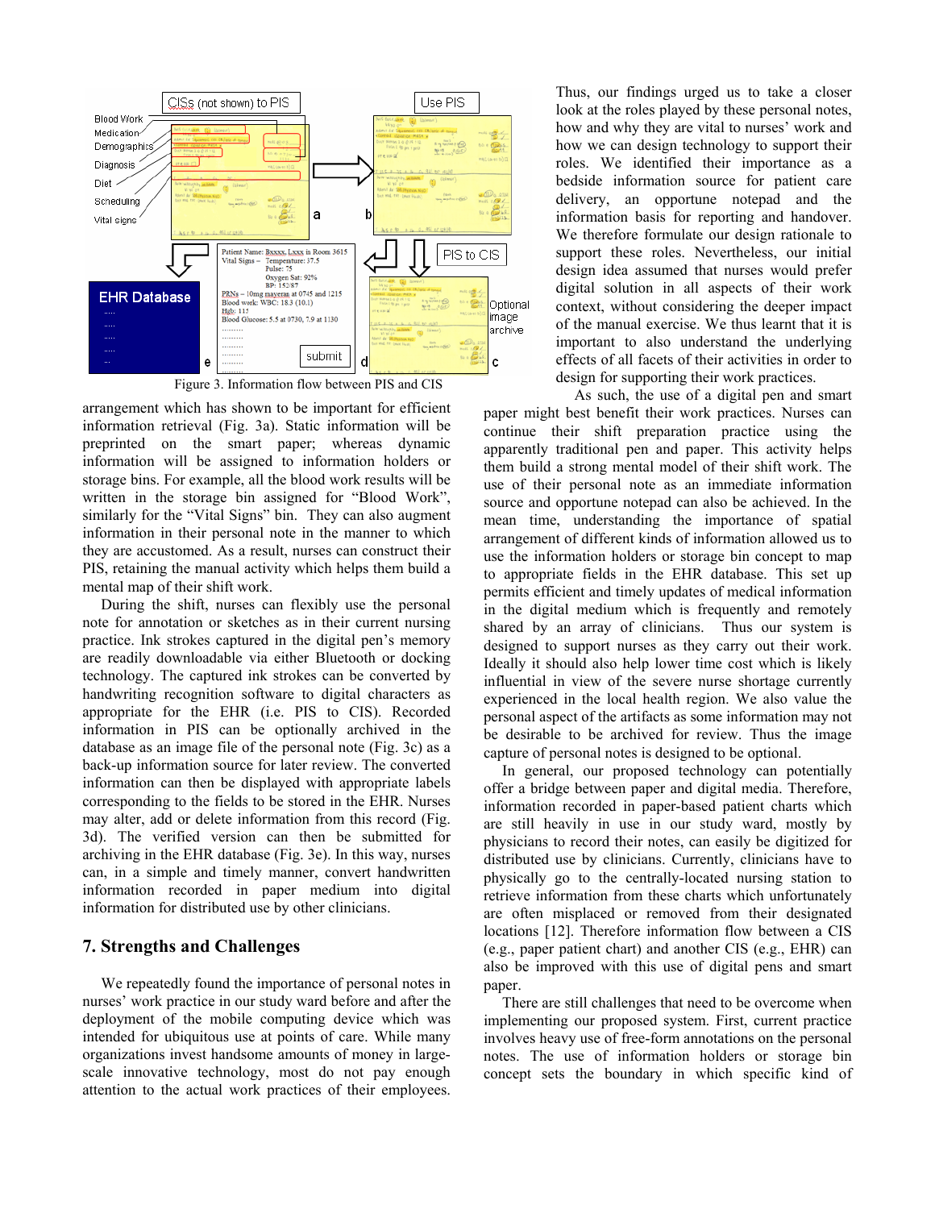Figure 3. Information flow between PIS and CIS

arrangement which has shown to be important for efficient information retrieval (Fig. 3a). Static information will be preprinted on the smart paper; whereas dynamic information will be assigned to information holders or storage bins. For example, all the blood work results will be written in the storage bin assigned for "Blood Work", similarly for the "Vital Signs" bin. They can also augment information in their personal note in the manner to which they are accustomed. As a result, nurses can construct their PIS, retaining the manual activity which helps them build a mental map of their shift work.

During the shift, nurses can flexibly use the personal note for annotation or sketches as in their current nursing practice. Ink strokes captured in the digital pen's memory are readily downloadable via either Bluetooth or docking technology. The captured ink strokes can be converted by handwriting recognition software to digital characters as appropriate for the EHR (i.e. PIS to CIS). Recorded information in PIS can be optionally archived in the database as an image file of the personal note (Fig. 3c) as a back-up information source for later review. The converted information can then be displayed with appropriate labels corresponding to the fields to be stored in the EHR. Nurses may alter, add or delete information from this record (Fig. 3d). The verified version can then be submitted for archiving in the EHR database (Fig. 3e). In this way, nurses can, in a simple and timely manner, convert handwritten information recorded in paper medium into digital information for distributed use by other clinicians.

## 7. Strengths and Challenges

We repeatedly found the importance of personal notes in nurses' work practice in our study ward before and after the deployment of the mobile computing device which was intended for ubiquitous use at points of care. While many organizations invest handsome amounts of money in large-scale innovative technology, most do not pay enough attention to the actual work practices of their employees. Thus, our findings urged us to take a closer look at the roles played by these personal notes, how and why they are vital to nurses' work and how we can design technology to support their roles. We identified their importance as a bedside information source for patient care delivery, an opportune notepad and the information basis for reporting and handover. We therefore formulate our design rationale to support these roles. Nevertheless, our initial design idea assumed that nurses would prefer digital solution in all aspects of their work context, without considering the deeper impact of the manual exercise. We thus learnt that it is important to also understand the underlying effects of all facets of their activities in order to design for supporting their work practices.

As such, the use of a digital pen and smart paper might best benefit their work practices. Nurses can continue their shift preparation practice using the apparently traditional pen and paper. This activity helps them build a strong mental model of their shift work. The use of their personal note as an immediate information source and opportune notepad can also be achieved. In the mean time, understanding the importance of spatial arrangement of different kinds of information allowed us to use the information holders or storage bin concept to map to appropriate fields in the EHR database. This set up permits efficient and timely updates of medical information in the digital medium which is frequently and remotely shared by an array of clinicians. Thus our system is designed to support nurses as they carry out their work. Ideally it should also help lower time cost which is likely influential in view of the severe nurse shortage currently experienced in the local health region. We also value the personal aspect of the artifacts as some information may not be desirable to be archived for review. Thus the image capture of personal notes is designed to be optional.

In general, our proposed technology can potentially offer a bridge between paper and digital media. Therefore, information recorded in paper-based patient charts which are still heavily in use in our study ward, mostly by physicians to record their notes, can easily be digitized for distributed use by clinicians. Currently, clinicians have to physically go to the centrally-located nursing station to retrieve information from these charts which unfortunately are often misplaced or removed from their designated locations [12]. Therefore information flow between a CIS (e.g., paper patient chart) and another CIS (e.g., EHR) can also be improved with this use of digital pens and smart paper.

There are still challenges that need to be overcome when implementing our proposed system. First, current practice involves heavy use of free-form annotations on the personal notes. The use of information holders or storage bin concept sets the boundary in which specific kind of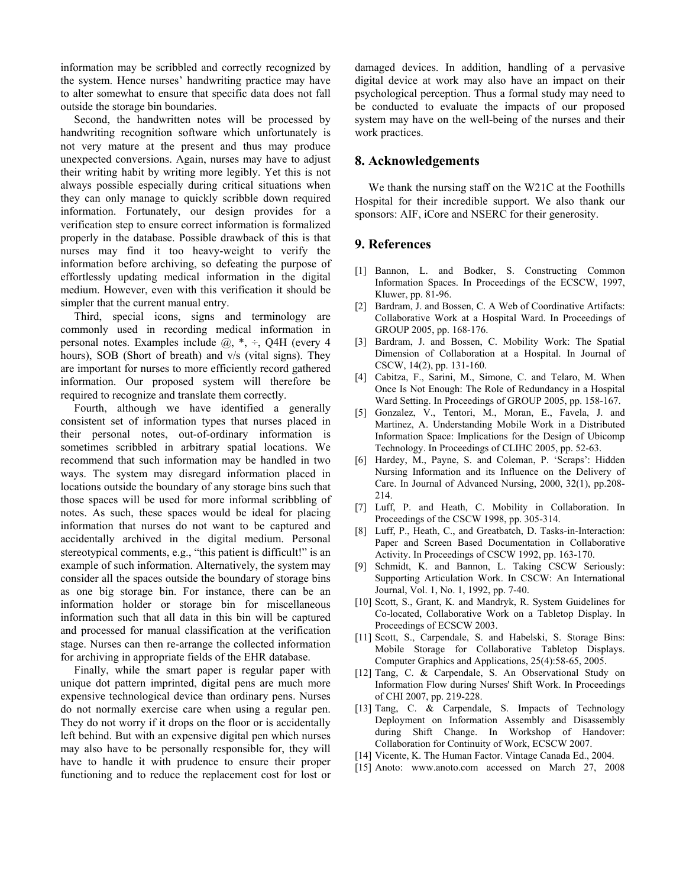information may be scribbled and correctly recognized by the system. Hence nurses' handwriting practice may have to alter somewhat to ensure that specific data does not fall outside the storage bin boundaries.

Second, the handwritten notes will be processed by handwriting recognition software which unfortunately is not very mature at the present and thus may produce unexpected conversions. Again, nurses may have to adjust their writing habit by writing more legibly. Yet this is not always possible especially during critical situations when they can only manage to quickly scribble down required information. Fortunately, our design provides for a verification step to ensure correct information is formalized properly in the database. Possible drawback of this is that nurses may find it too heavy-weight to verify the information before archiving, so defeating the purpose of effortlessly updating medical information in the digital medium. However, even with this verification it should be simpler that the current manual entry.

Third, special icons, signs and terminology are commonly used in recording medical information in personal notes. Examples include @, *, ÷, Q4H (every 4 hours), SOB (Short of breath) and v/s (vital signs). They are important for nurses to more efficiently record gathered information. Our proposed system will therefore be required to recognize and translate them correctly.

Fourth, although we have identified a generally consistent set of information types that nurses placed in their personal notes, out-of-ordinary information is sometimes scribbled in arbitrary spatial locations. We recommend that such information may be handled in two ways. The system may disregard information placed in locations outside the boundary of any storage bins such that those spaces will be used for more informal scribbling of notes. As such, these spaces would be ideal for placing information that nurses do not want to be captured and accidentally archived in the digital medium. Personal stereotypical comments, e.g., "this patient is difficult!" is an example of such information. Alternatively, the system may consider all the spaces outside the boundary of storage bins as one big storage bin. For instance, there can be an information holder or storage bin for miscellaneous information such that all data in this bin will be captured and processed for manual classification at the verification stage. Nurses can then re-arrange the collected information for archiving in appropriate fields of the EHR database.

Finally, while the smart paper is regular paper with unique dot pattern imprinted, digital pens are much more expensive technological device than ordinary pens. Nurses do not normally exercise care when using a regular pen. They do not worry if it drops on the floor or is accidentally left behind. But with an expensive digital pen which nurses may also have to be personally responsible for, they will have to handle it with prudence to ensure their proper functioning and to reduce the replacement cost for lost or damaged devices. In addition, handling of a pervasive digital device at work may also have an impact on their psychological perception. Thus a formal study may need to be conducted to evaluate the impacts of our proposed system may have on the well-being of the nurses and their work practices.

## 8. Acknowledgements

We thank the nursing staff on the W21C at the Foothills Hospital for their incredible support. We also thank our sponsors: AIF, iCore and NSERC for their generosity.

## 9. References

[1] Bannon, L. and Bodker, S. Constructing Common Information Spaces. In Proceedings of the ECSCW, 1997, Kluwer, pp. 81-96.

[2] Bardram, J. and Bossen, C. A Web of Coordinative Artifacts: Collaborative Work at a Hospital Ward. In Proceedings of GROUP 2005, pp. 168-176.

[3] Bardram, J. and Bossen, C. Mobility Work: The Spatial Dimension of Collaboration at a Hospital. In Journal of CSCW, 14(2), pp. 131-160.

[4] Cabitza, F., Sarini, M., Simone, C. and Telaro, M. When Once Is Not Enough: The Role of Redundancy in a Hospital Ward Setting. In Proceedings of GROUP 2005, pp. 158-167.

[5] Gonzalez, V., Tentori, M., Moran, E., Favela, J. and Martinez, A. Understanding Mobile Work in a Distributed Information Space: Implications for the Design of Ubicomp Technology. In Proceedings of CLIHC 2005, pp. 52-63.

[6] Hardey, M., Payne, S. and Coleman, P. 'Scraps': Hidden Nursing Information and its Influence on the Delivery of Care. In Journal of Advanced Nursing, 2000, 32(1), pp.208-214.

[7] Luff, P. and Heath, C. Mobility in Collaboration. In Proceedings of the CSCW 1998, pp. 305-314.

[8] Luff, P., Heath, C., and Greatbatch, D. Tasks-in-Interaction: Paper and Screen Based Documentation in Collaborative Activity. In Proceedings of CSCW 1992, pp. 163-170.

[9] Schmidt, K. and Bannon, L. Taking CSCW Seriously: Supporting Articulation Work. In CSCW: An International Journal, Vol. 1, No. 1, 1992, pp. 7-40.

[10] Scott, S., Grant, K. and Mandryk, R. System Guidelines for Co-located, Collaborative Work on a Tabletop Display. In Proceedings of ECSCW 2003.

[11] Scott, S., Carpendale, S. and Habelski, S. Storage Bins: Mobile Storage for Collaborative Tabletop Displays. Computer Graphics and Applications, 25(4):58-65, 2005.

[12] Tang, C. & Carpendale, S. An Observational Study on Information Flow during Nurses' Shift Work. In Proceedings of CHI 2007, pp. 219-228.

[13] Tang, C. & Carpendale, S. Impacts of Technology Deployment on Information Assembly and Disassembly during Shift Change. In Workshop of Handover: Collaboration for Continuity of Work, ECSCW 2007.

[14] Vicente, K. The Human Factor. Vintage Canada Ed., 2004.

[15] Anoto: www.anoto.com accessed on March 27, 2008